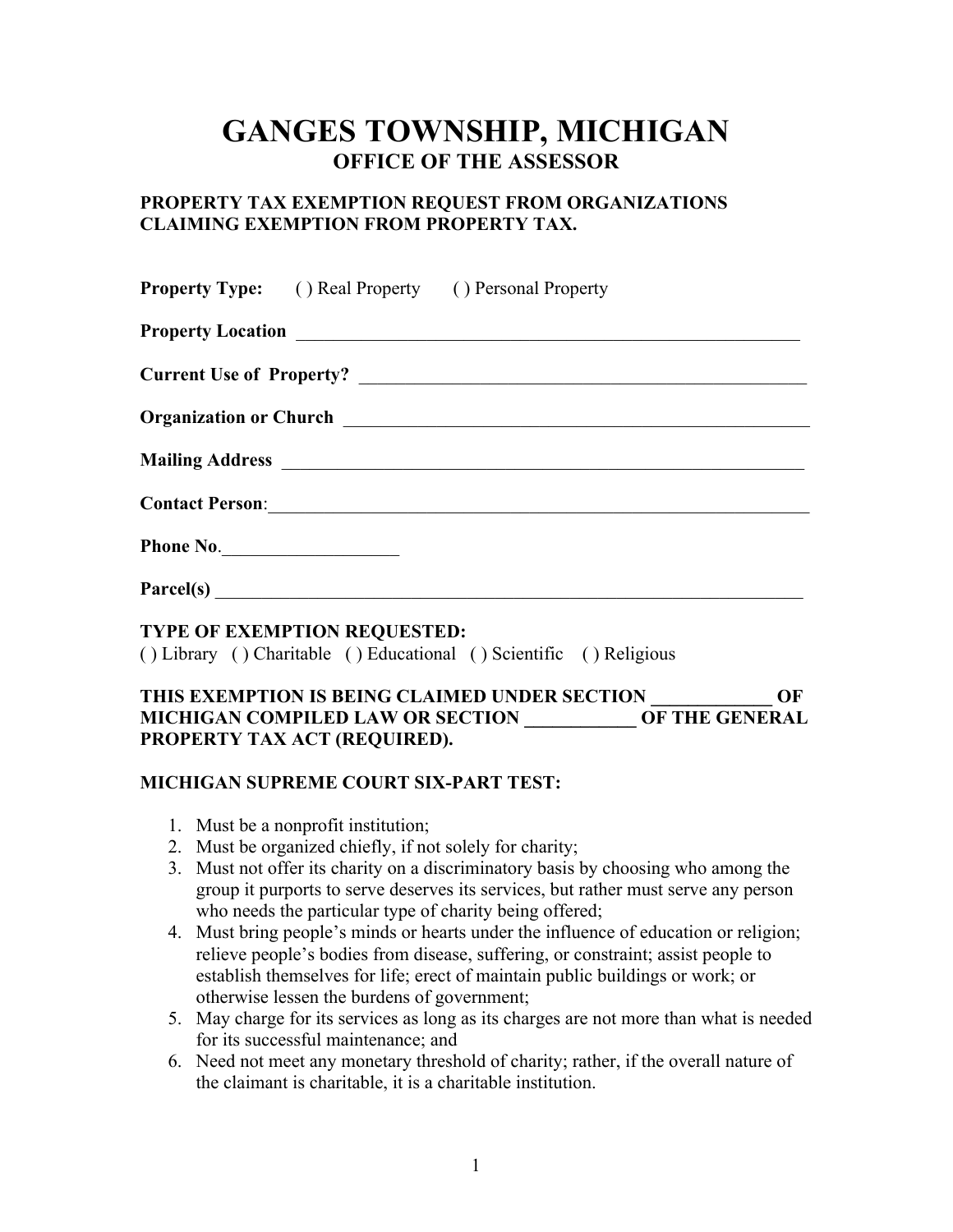# GANGES TOWNSHIP, MICHIGAN

## OFFICE OF THE ASSESSOR

**PROPERTY TAX EXEMPTION REQUEST FROM ORGANIZATIONS CLAIMING EXEMPTION FROM PROPERTY TAX.**

**Property Type:** ( ) Real Property ( ) Personal Property

**Property Location** ___________________________________________________________

**Current Use of Property?** __________________________________________________

**Organization or Church** ____________________________________________________

**Mailing Address** ___________________________________________________________

**Contact Person**:___________________________________________________________

**Phone No**.___________________

**Parcel(s)** _________________________________________________________________

**TYPE OF EXEMPTION REQUESTED:**

( ) Library ( ) Charitable ( ) Educational ( ) Scientific ( ) Religious

**THIS EXEMPTION IS BEING CLAIMED UNDER SECTION _____________ OF MICHIGAN COMPILED LAW OR SECTION ____________ OF THE GENERAL PROPERTY TAX ACT (REQUIRED).**

**MICHIGAN SUPREME COURT SIX-PART TEST:**

1. Must be a nonprofit institution;
2. Must be organized chiefly, if not solely for charity;
3. Must not offer its charity on a discriminatory basis by choosing who among the group it purports to serve deserves its services, but rather must serve any person who needs the particular type of charity being offered;
4. Must bring people's minds or hearts under the influence of education or religion; relieve people's bodies from disease, suffering, or constraint; assist people to establish themselves for life; erect of maintain public buildings or work; or otherwise lessen the burdens of government;
5. May charge for its services as long as its charges are not more than what is needed for its successful maintenance; and
6. Need not meet any monetary threshold of charity; rather, if the overall nature of the claimant is charitable, it is a charitable institution.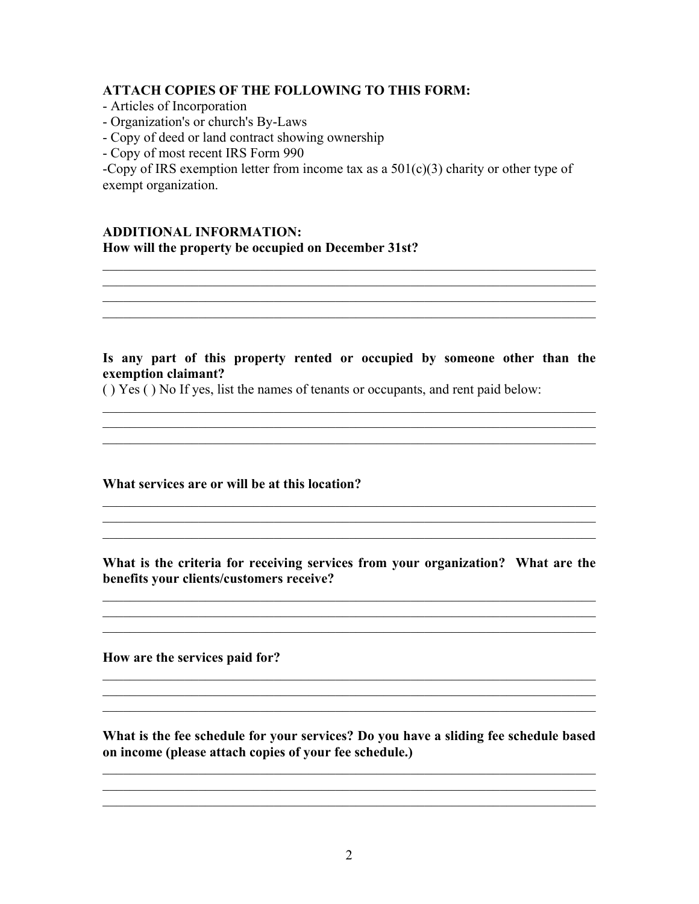**ATTACH COPIES OF THE FOLLOWING TO THIS FORM:**

- Articles of Incorporation
- Organization's or church's By-Laws
- Copy of deed or land contract showing ownership
- Copy of most recent IRS Form 990

-Copy of IRS exemption letter from income tax as a 501(c)(3) charity or other type of exempt organization.

**ADDITIONAL INFORMATION:**

**How will the property be occupied on December 31st?**

\_\_\_\_\_\_\_\_\_\_\_\_\_\_\_\_\_\_\_\_\_\_\_\_\_\_\_\_\_\_\_\_\_\_\_\_\_\_\_\_\_\_\_\_\_\_\_\_\_\_\_\_\_\_\_\_\_\_\_\_\_\_\_\_\_\_\_\_\_\_\_\_

\_\_\_\_\_\_\_\_\_\_\_\_\_\_\_\_\_\_\_\_\_\_\_\_\_\_\_\_\_\_\_\_\_\_\_\_\_\_\_\_\_\_\_\_\_\_\_\_\_\_\_\_\_\_\_\_\_\_\_\_\_\_\_\_\_\_\_\_\_\_\_\_

\_\_\_\_\_\_\_\_\_\_\_\_\_\_\_\_\_\_\_\_\_\_\_\_\_\_\_\_\_\_\_\_\_\_\_\_\_\_\_\_\_\_\_\_\_\_\_\_\_\_\_\_\_\_\_\_\_\_\_\_\_\_\_\_\_\_\_\_\_\_\_\_

\_\_\_\_\_\_\_\_\_\_\_\_\_\_\_\_\_\_\_\_\_\_\_\_\_\_\_\_\_\_\_\_\_\_\_\_\_\_\_\_\_\_\_\_\_\_\_\_\_\_\_\_\_\_\_\_\_\_\_\_\_\_\_\_\_\_\_\_\_\_\_\_

**Is any part of this property rented or occupied by someone other than the exemption claimant?**

( ) Yes ( ) No If yes, list the names of tenants or occupants, and rent paid below:

\_\_\_\_\_\_\_\_\_\_\_\_\_\_\_\_\_\_\_\_\_\_\_\_\_\_\_\_\_\_\_\_\_\_\_\_\_\_\_\_\_\_\_\_\_\_\_\_\_\_\_\_\_\_\_\_\_\_\_\_\_\_\_\_\_\_\_\_\_\_\_\_

\_\_\_\_\_\_\_\_\_\_\_\_\_\_\_\_\_\_\_\_\_\_\_\_\_\_\_\_\_\_\_\_\_\_\_\_\_\_\_\_\_\_\_\_\_\_\_\_\_\_\_\_\_\_\_\_\_\_\_\_\_\_\_\_\_\_\_\_\_\_\_\_

\_\_\_\_\_\_\_\_\_\_\_\_\_\_\_\_\_\_\_\_\_\_\_\_\_\_\_\_\_\_\_\_\_\_\_\_\_\_\_\_\_\_\_\_\_\_\_\_\_\_\_\_\_\_\_\_\_\_\_\_\_\_\_\_\_\_\_\_\_\_\_\_

**What services are or will be at this location?**

\_\_\_\_\_\_\_\_\_\_\_\_\_\_\_\_\_\_\_\_\_\_\_\_\_\_\_\_\_\_\_\_\_\_\_\_\_\_\_\_\_\_\_\_\_\_\_\_\_\_\_\_\_\_\_\_\_\_\_\_\_\_\_\_\_\_\_\_\_\_\_\_

\_\_\_\_\_\_\_\_\_\_\_\_\_\_\_\_\_\_\_\_\_\_\_\_\_\_\_\_\_\_\_\_\_\_\_\_\_\_\_\_\_\_\_\_\_\_\_\_\_\_\_\_\_\_\_\_\_\_\_\_\_\_\_\_\_\_\_\_\_\_\_\_

\_\_\_\_\_\_\_\_\_\_\_\_\_\_\_\_\_\_\_\_\_\_\_\_\_\_\_\_\_\_\_\_\_\_\_\_\_\_\_\_\_\_\_\_\_\_\_\_\_\_\_\_\_\_\_\_\_\_\_\_\_\_\_\_\_\_\_\_\_\_\_\_

**What is the criteria for receiving services from your organization? What are the benefits your clients/customers receive?**

\_\_\_\_\_\_\_\_\_\_\_\_\_\_\_\_\_\_\_\_\_\_\_\_\_\_\_\_\_\_\_\_\_\_\_\_\_\_\_\_\_\_\_\_\_\_\_\_\_\_\_\_\_\_\_\_\_\_\_\_\_\_\_\_\_\_\_\_\_\_\_\_

\_\_\_\_\_\_\_\_\_\_\_\_\_\_\_\_\_\_\_\_\_\_\_\_\_\_\_\_\_\_\_\_\_\_\_\_\_\_\_\_\_\_\_\_\_\_\_\_\_\_\_\_\_\_\_\_\_\_\_\_\_\_\_\_\_\_\_\_\_\_\_\_

\_\_\_\_\_\_\_\_\_\_\_\_\_\_\_\_\_\_\_\_\_\_\_\_\_\_\_\_\_\_\_\_\_\_\_\_\_\_\_\_\_\_\_\_\_\_\_\_\_\_\_\_\_\_\_\_\_\_\_\_\_\_\_\_\_\_\_\_\_\_\_\_

**How are the services paid for?**

\_\_\_\_\_\_\_\_\_\_\_\_\_\_\_\_\_\_\_\_\_\_\_\_\_\_\_\_\_\_\_\_\_\_\_\_\_\_\_\_\_\_\_\_\_\_\_\_\_\_\_\_\_\_\_\_\_\_\_\_\_\_\_\_\_\_\_\_\_\_\_\_

\_\_\_\_\_\_\_\_\_\_\_\_\_\_\_\_\_\_\_\_\_\_\_\_\_\_\_\_\_\_\_\_\_\_\_\_\_\_\_\_\_\_\_\_\_\_\_\_\_\_\_\_\_\_\_\_\_\_\_\_\_\_\_\_\_\_\_\_\_\_\_\_

\_\_\_\_\_\_\_\_\_\_\_\_\_\_\_\_\_\_\_\_\_\_\_\_\_\_\_\_\_\_\_\_\_\_\_\_\_\_\_\_\_\_\_\_\_\_\_\_\_\_\_\_\_\_\_\_\_\_\_\_\_\_\_\_\_\_\_\_\_\_\_\_

**What is the fee schedule for your services? Do you have a sliding fee schedule based on income (please attach copies of your fee schedule.)**

\_\_\_\_\_\_\_\_\_\_\_\_\_\_\_\_\_\_\_\_\_\_\_\_\_\_\_\_\_\_\_\_\_\_\_\_\_\_\_\_\_\_\_\_\_\_\_\_\_\_\_\_\_\_\_\_\_\_\_\_\_\_\_\_\_\_\_\_\_\_\_\_

\_\_\_\_\_\_\_\_\_\_\_\_\_\_\_\_\_\_\_\_\_\_\_\_\_\_\_\_\_\_\_\_\_\_\_\_\_\_\_\_\_\_\_\_\_\_\_\_\_\_\_\_\_\_\_\_\_\_\_\_\_\_\_\_\_\_\_\_\_\_\_\_

\_\_\_\_\_\_\_\_\_\_\_\_\_\_\_\_\_\_\_\_\_\_\_\_\_\_\_\_\_\_\_\_\_\_\_\_\_\_\_\_\_\_\_\_\_\_\_\_\_\_\_\_\_\_\_\_\_\_\_\_\_\_\_\_\_\_\_\_\_\_\_\_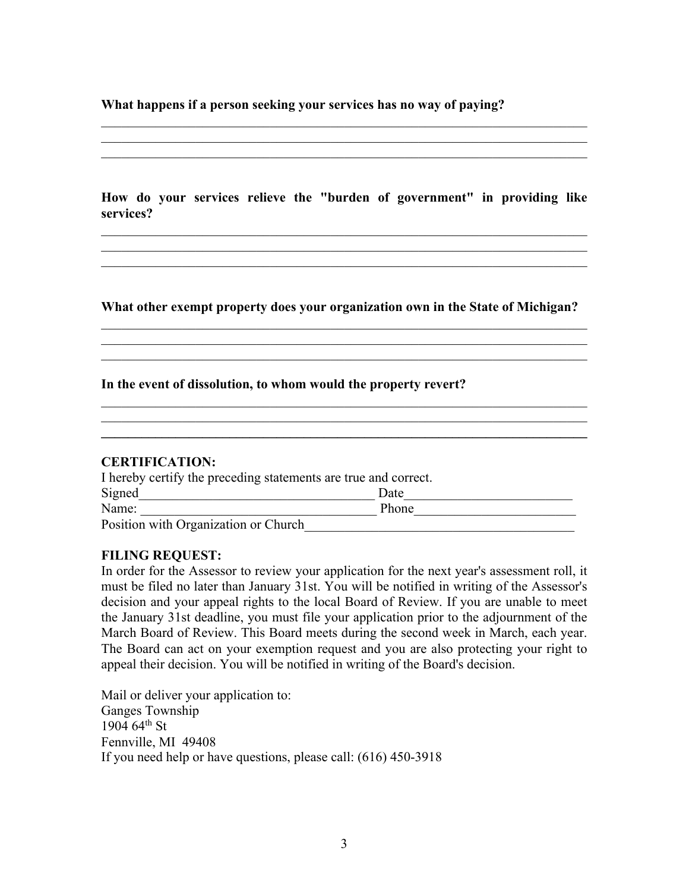**What happens if a person seeking your services has no way of paying?**

\_\_\_\_\_\_\_\_\_\_\_\_\_\_\_\_\_\_\_\_\_\_\_\_\_\_\_\_\_\_\_\_\_\_\_\_\_\_\_\_\_\_\_\_\_\_\_\_\_\_\_\_\_\_\_\_\_\_\_\_\_\_\_\_\_\_\_\_\_\_\_\_\_\_\_\_

\_\_\_\_\_\_\_\_\_\_\_\_\_\_\_\_\_\_\_\_\_\_\_\_\_\_\_\_\_\_\_\_\_\_\_\_\_\_\_\_\_\_\_\_\_\_\_\_\_\_\_\_\_\_\_\_\_\_\_\_\_\_\_\_\_\_\_\_\_\_\_\_\_\_\_\_

\_\_\_\_\_\_\_\_\_\_\_\_\_\_\_\_\_\_\_\_\_\_\_\_\_\_\_\_\_\_\_\_\_\_\_\_\_\_\_\_\_\_\_\_\_\_\_\_\_\_\_\_\_\_\_\_\_\_\_\_\_\_\_\_\_\_\_\_\_\_\_\_\_\_\_\_

**How do your services relieve the "burden of government" in providing like services?**

\_\_\_\_\_\_\_\_\_\_\_\_\_\_\_\_\_\_\_\_\_\_\_\_\_\_\_\_\_\_\_\_\_\_\_\_\_\_\_\_\_\_\_\_\_\_\_\_\_\_\_\_\_\_\_\_\_\_\_\_\_\_\_\_\_\_\_\_\_\_\_\_\_\_\_\_

\_\_\_\_\_\_\_\_\_\_\_\_\_\_\_\_\_\_\_\_\_\_\_\_\_\_\_\_\_\_\_\_\_\_\_\_\_\_\_\_\_\_\_\_\_\_\_\_\_\_\_\_\_\_\_\_\_\_\_\_\_\_\_\_\_\_\_\_\_\_\_\_\_\_\_\_

\_\_\_\_\_\_\_\_\_\_\_\_\_\_\_\_\_\_\_\_\_\_\_\_\_\_\_\_\_\_\_\_\_\_\_\_\_\_\_\_\_\_\_\_\_\_\_\_\_\_\_\_\_\_\_\_\_\_\_\_\_\_\_\_\_\_\_\_\_\_\_\_\_\_\_\_

**What other exempt property does your organization own in the State of Michigan?**

\_\_\_\_\_\_\_\_\_\_\_\_\_\_\_\_\_\_\_\_\_\_\_\_\_\_\_\_\_\_\_\_\_\_\_\_\_\_\_\_\_\_\_\_\_\_\_\_\_\_\_\_\_\_\_\_\_\_\_\_\_\_\_\_\_\_\_\_\_\_\_\_\_\_\_\_

\_\_\_\_\_\_\_\_\_\_\_\_\_\_\_\_\_\_\_\_\_\_\_\_\_\_\_\_\_\_\_\_\_\_\_\_\_\_\_\_\_\_\_\_\_\_\_\_\_\_\_\_\_\_\_\_\_\_\_\_\_\_\_\_\_\_\_\_\_\_\_\_\_\_\_\_

\_\_\_\_\_\_\_\_\_\_\_\_\_\_\_\_\_\_\_\_\_\_\_\_\_\_\_\_\_\_\_\_\_\_\_\_\_\_\_\_\_\_\_\_\_\_\_\_\_\_\_\_\_\_\_\_\_\_\_\_\_\_\_\_\_\_\_\_\_\_\_\_\_\_\_\_

**In the event of dissolution, to whom would the property revert?**

\_\_\_\_\_\_\_\_\_\_\_\_\_\_\_\_\_\_\_\_\_\_\_\_\_\_\_\_\_\_\_\_\_\_\_\_\_\_\_\_\_\_\_\_\_\_\_\_\_\_\_\_\_\_\_\_\_\_\_\_\_\_\_\_\_\_\_\_\_\_\_\_\_\_\_\_

\_\_\_\_\_\_\_\_\_\_\_\_\_\_\_\_\_\_\_\_\_\_\_\_\_\_\_\_\_\_\_\_\_\_\_\_\_\_\_\_\_\_\_\_\_\_\_\_\_\_\_\_\_\_\_\_\_\_\_\_\_\_\_\_\_\_\_\_\_\_\_\_\_\_\_\_

\_\_\_\_\_\_\_\_\_\_\_\_\_\_\_\_\_\_\_\_\_\_\_\_\_\_\_\_\_\_\_\_\_\_\_\_\_\_\_\_\_\_\_\_\_\_\_\_\_\_\_\_\_\_\_\_\_\_\_\_\_\_\_\_\_\_\_\_\_\_\_\_\_\_\_\_

**CERTIFICATION:**

I hereby certify the preceding statements are true and correct.

Signed\_\_\_\_\_\_\_\_\_\_\_\_\_\_\_\_\_\_\_\_\_\_\_\_\_\_\_\_\_\_\_\_\_\_\_ Date\_\_\_\_\_\_\_\_\_\_\_\_\_\_\_\_\_\_\_\_\_\_\_\_\_

Name: \_\_\_\_\_\_\_\_\_\_\_\_\_\_\_\_\_\_\_\_\_\_\_\_\_\_\_\_\_\_\_\_\_\_ Phone\_\_\_\_\_\_\_\_\_\_\_\_\_\_\_\_\_\_\_\_\_\_\_\_

Position with Organization or Church\_\_\_\_\_\_\_\_\_\_\_\_\_\_\_\_\_\_\_\_\_\_\_\_\_\_\_\_\_\_\_\_\_\_\_\_\_\_\_\_

**FILING REQUEST:**

In order for the Assessor to review your application for the next year's assessment roll, it must be filed no later than January 31st. You will be notified in writing of the Assessor's decision and your appeal rights to the local Board of Review. If you are unable to meet the January 31st deadline, you must file your application prior to the adjournment of the March Board of Review. This Board meets during the second week in March, each year. The Board can act on your exemption request and you are also protecting your right to appeal their decision. You will be notified in writing of the Board's decision.

Mail or deliver your application to:
Ganges Township
1904 64th St
Fennville, MI 49408
If you need help or have questions, please call: (616) 450-3918